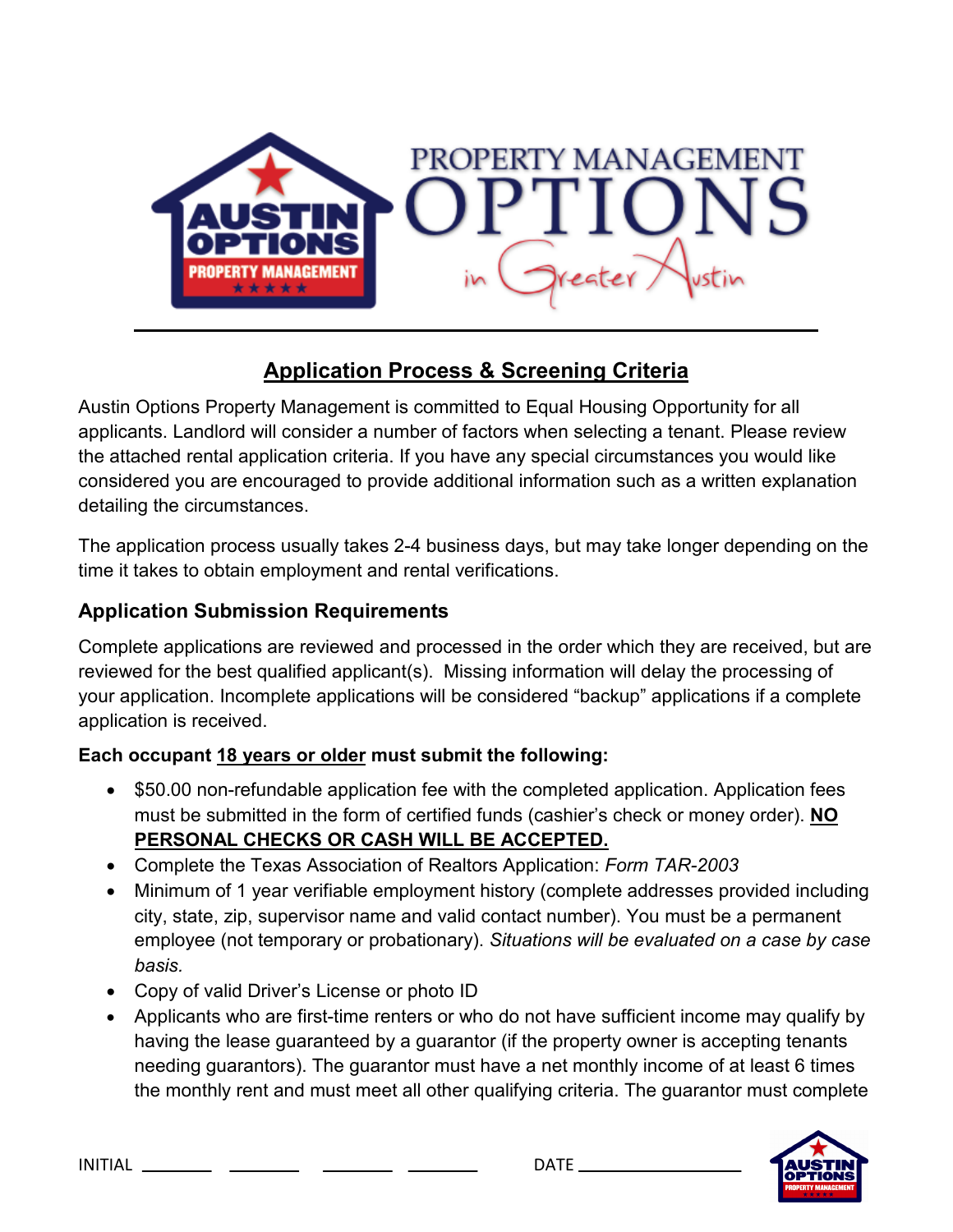PROPERTY MANAGEMENT OPTIONS in Greater Austin

# Application Process & Screening Criteria

Austin Options Property Management is committed to Equal Housing Opportunity for all applicants. Landlord will consider a number of factors when selecting a tenant. Please review the attached rental application criteria. If you have any special circumstances you would like considered you are encouraged to provide additional information such as a written explanation detailing the circumstances.

The application process usually takes 2-4 business days, but may take longer depending on the time it takes to obtain employment and rental verifications.

## Application Submission Requirements

Complete applications are reviewed and processed in the order which they are received, but are reviewed for the best qualified applicant(s). Missing information will delay the processing of your application. Incomplete applications will be considered "backup" applications if a complete application is received.

**Each occupant 18 years or older must submit the following:**

- $50.00 non-refundable application fee with the completed application. Application fees must be submitted in the form of certified funds (cashier's check or money order). **NO PERSONAL CHECKS OR CASH WILL BE ACCEPTED.**
- Complete the Texas Association of Realtors Application: *Form TAR-2003*
- Minimum of 1 year verifiable employment history (complete addresses provided including city, state, zip, supervisor name and valid contact number). You must be a permanent employee (not temporary or probationary). *Situations will be evaluated on a case by case basis.*
- Copy of valid Driver's License or photo ID
- Applicants who are first-time renters or who do not have sufficient income may qualify by having the lease guaranteed by a guarantor (if the property owner is accepting tenants needing guarantors). The guarantor must have a net monthly income of at least 6 times the monthly rent and must meet all other qualifying criteria. The guarantor must complete

INITIAL ________ ________ ________ ________ DATE ________________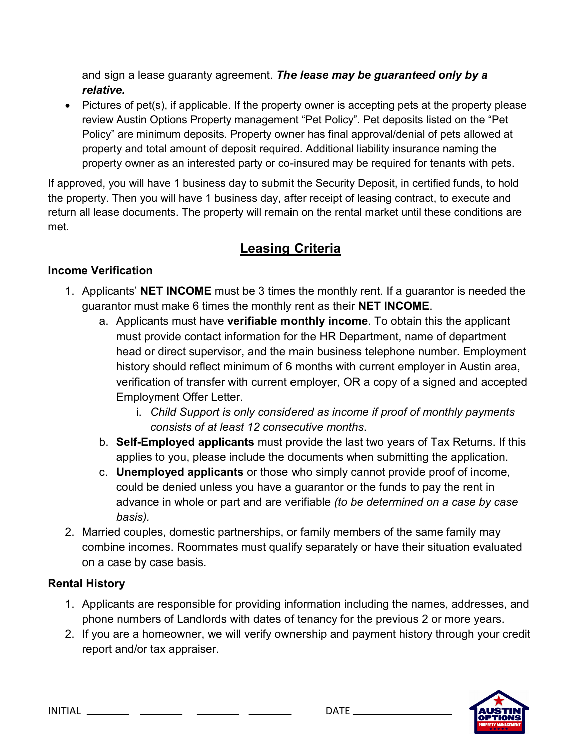and sign a lease guaranty agreement. ***The lease may be guaranteed only by a relative.***

- Pictures of pet(s), if applicable. If the property owner is accepting pets at the property please review Austin Options Property management "Pet Policy". Pet deposits listed on the "Pet Policy" are minimum deposits. Property owner has final approval/denial of pets allowed at property and total amount of deposit required. Additional liability insurance naming the property owner as an interested party or co-insured may be required for tenants with pets.

If approved, you will have 1 business day to submit the Security Deposit, in certified funds, to hold the property. Then you will have 1 business day, after receipt of leasing contract, to execute and return all lease documents. The property will remain on the rental market until these conditions are met.

## <u>Leasing Criteria</u>

### Income Verification

1. Applicants' **NET INCOME** must be 3 times the monthly rent. If a guarantor is needed the guarantor must make 6 times the monthly rent as their **NET INCOME**.
   a. Applicants must have **verifiable monthly income**. To obtain this the applicant must provide contact information for the HR Department, name of department head or direct supervisor, and the main business telephone number. Employment history should reflect minimum of 6 months with current employer in Austin area, verification of transfer with current employer, OR a copy of a signed and accepted Employment Offer Letter.
      i. *Child Support is only considered as income if proof of monthly payments consists of at least 12 consecutive months*.
   b. **Self-Employed applicants** must provide the last two years of Tax Returns. If this applies to you, please include the documents when submitting the application.
   c. **Unemployed applicants** or those who simply cannot provide proof of income, could be denied unless you have a guarantor or the funds to pay the rent in advance in whole or part and are verifiable *(to be determined on a case by case basis).*
2. Married couples, domestic partnerships, or family members of the same family may combine incomes. Roommates must qualify separately or have their situation evaluated on a case by case basis.

### Rental History

1. Applicants are responsible for providing information including the names, addresses, and phone numbers of Landlords with dates of tenancy for the previous 2 or more years.
2. If you are a homeowner, we will verify ownership and payment history through your credit report and/or tax appraiser.

INITIAL ________ ________ ________ ________ DATE ________________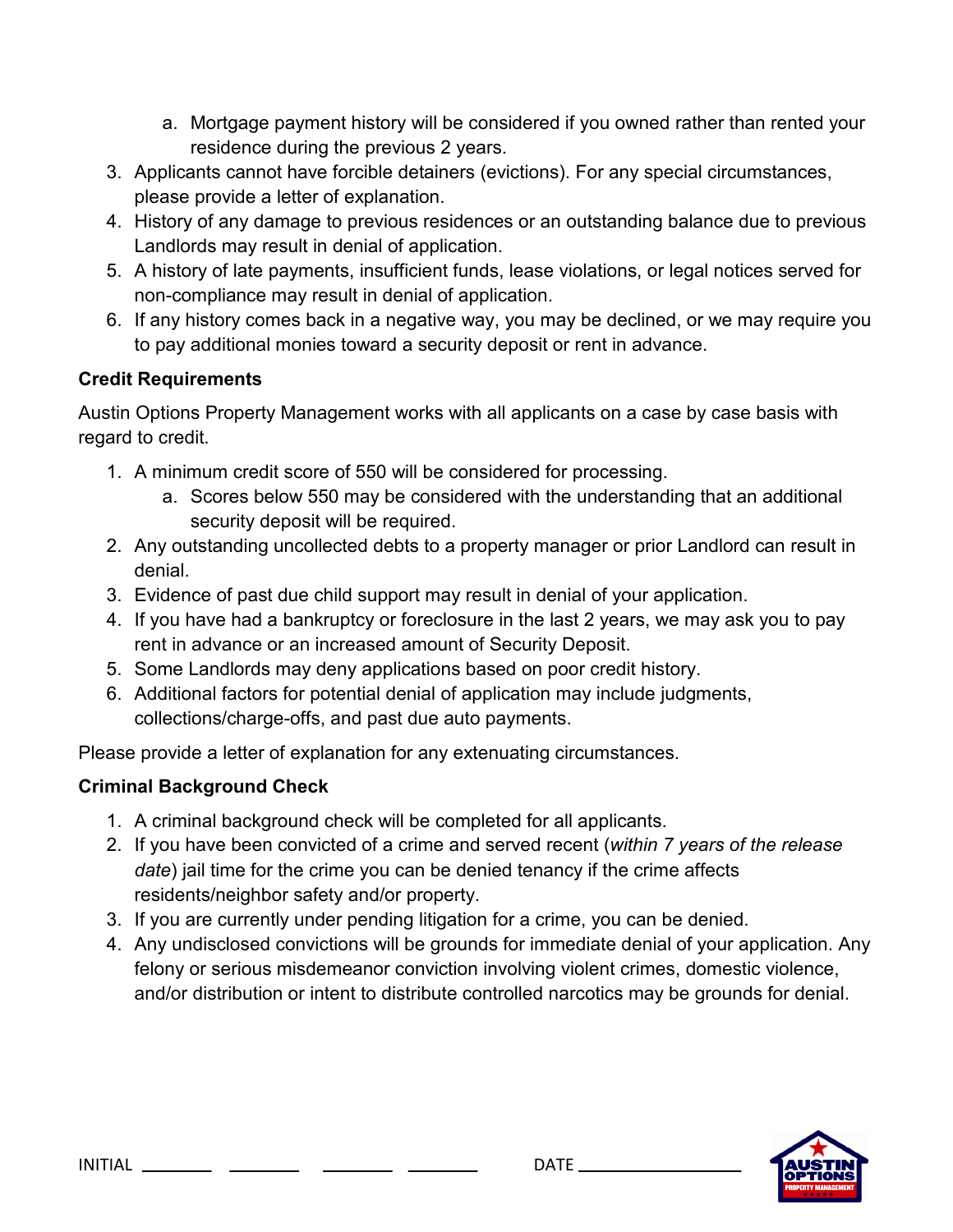a. Mortgage payment history will be considered if you owned rather than rented your residence during the previous 2 years.

3. Applicants cannot have forcible detainers (evictions). For any special circumstances, please provide a letter of explanation.
4. History of any damage to previous residences or an outstanding balance due to previous Landlords may result in denial of application.
5. A history of late payments, insufficient funds, lease violations, or legal notices served for non-compliance may result in denial of application.
6. If any history comes back in a negative way, you may be declined, or we may require you to pay additional monies toward a security deposit or rent in advance.

**Credit Requirements**

Austin Options Property Management works with all applicants on a case by case basis with regard to credit.

1. A minimum credit score of 550 will be considered for processing.
   a. Scores below 550 may be considered with the understanding that an additional security deposit will be required.
2. Any outstanding uncollected debts to a property manager or prior Landlord can result in denial.
3. Evidence of past due child support may result in denial of your application.
4. If you have had a bankruptcy or foreclosure in the last 2 years, we may ask you to pay rent in advance or an increased amount of Security Deposit.
5. Some Landlords may deny applications based on poor credit history.
6. Additional factors for potential denial of application may include judgments, collections/charge-offs, and past due auto payments.

Please provide a letter of explanation for any extenuating circumstances.

**Criminal Background Check**

1. A criminal background check will be completed for all applicants.
2. If you have been convicted of a crime and served recent (*within 7 years of the release date*) jail time for the crime you can be denied tenancy if the crime affects residents/neighbor safety and/or property.
3. If you are currently under pending litigation for a crime, you can be denied.
4. Any undisclosed convictions will be grounds for immediate denial of your application. Any felony or serious misdemeanor conviction involving violent crimes, domestic violence, and/or distribution or intent to distribute controlled narcotics may be grounds for denial.

INITIAL ________ ________ ________ ________ DATE ________________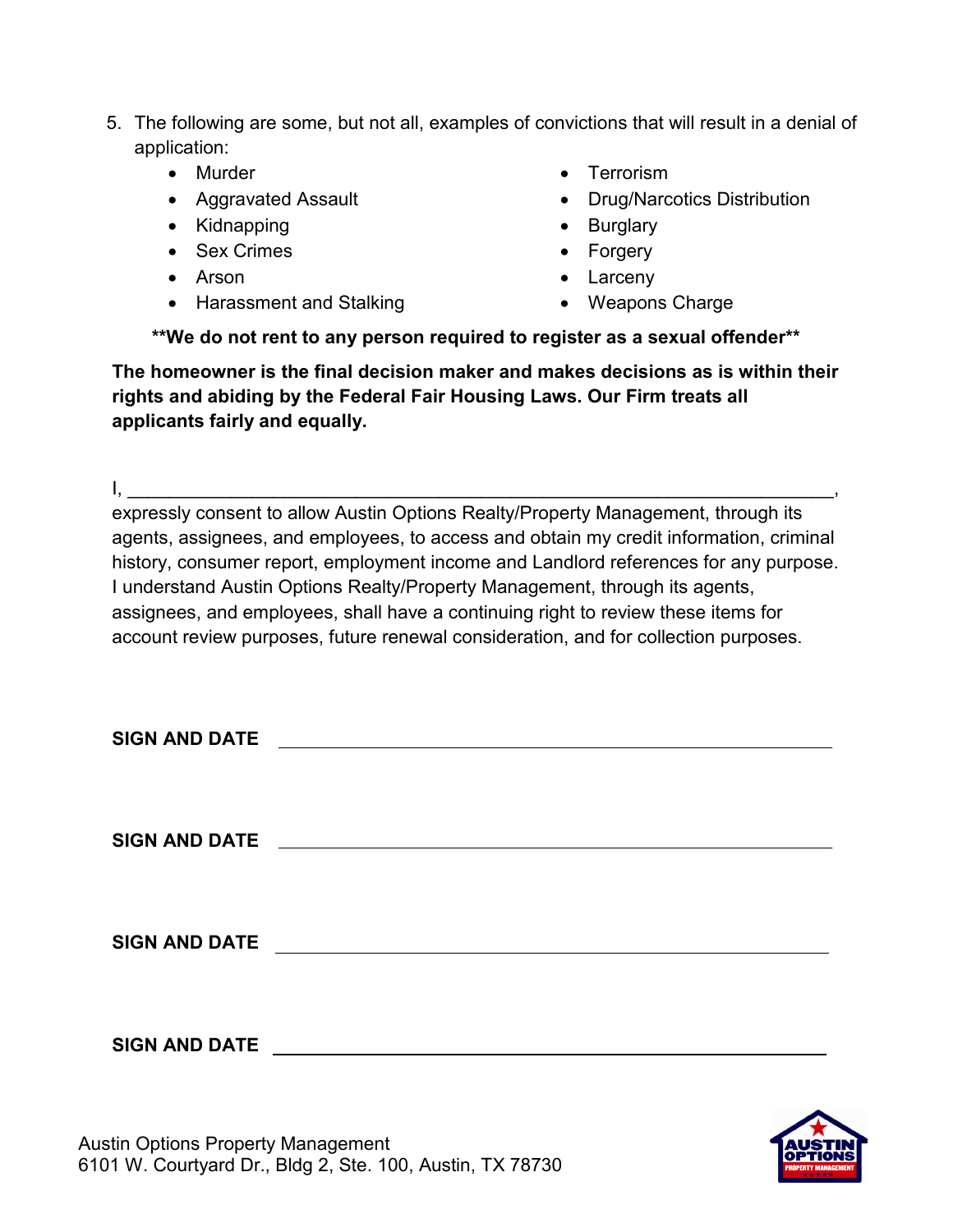5. The following are some, but not all, examples of convictions that will result in a denial of application:
   - Murder
   - Aggravated Assault
   - Kidnapping
   - Sex Crimes
   - Arson
   - Harassment and Stalking
   - Terrorism
   - Drug/Narcotics Distribution
   - Burglary
   - Forgery
   - Larceny
   - Weapons Charge

**We do not rent to any person required to register as a sexual offender**

**The homeowner is the final decision maker and makes decisions as is within their rights and abiding by the Federal Fair Housing Laws. Our Firm treats all applicants fairly and equally.**

I, ______________________________________________________________________, expressly consent to allow Austin Options Realty/Property Management, through its agents, assignees, and employees, to access and obtain my credit information, criminal history, consumer report, employment income and Landlord references for any purpose. I understand Austin Options Realty/Property Management, through its agents, assignees, and employees, shall have a continuing right to review these items for account review purposes, future renewal consideration, and for collection purposes.

**SIGN AND DATE** ______________________________________________________

**SIGN AND DATE** ______________________________________________________

**SIGN AND DATE** ______________________________________________________

**SIGN AND DATE** ______________________________________________________

Austin Options Property Management
6101 W. Courtyard Dr., Bldg 2, Ste. 100, Austin, TX 78730